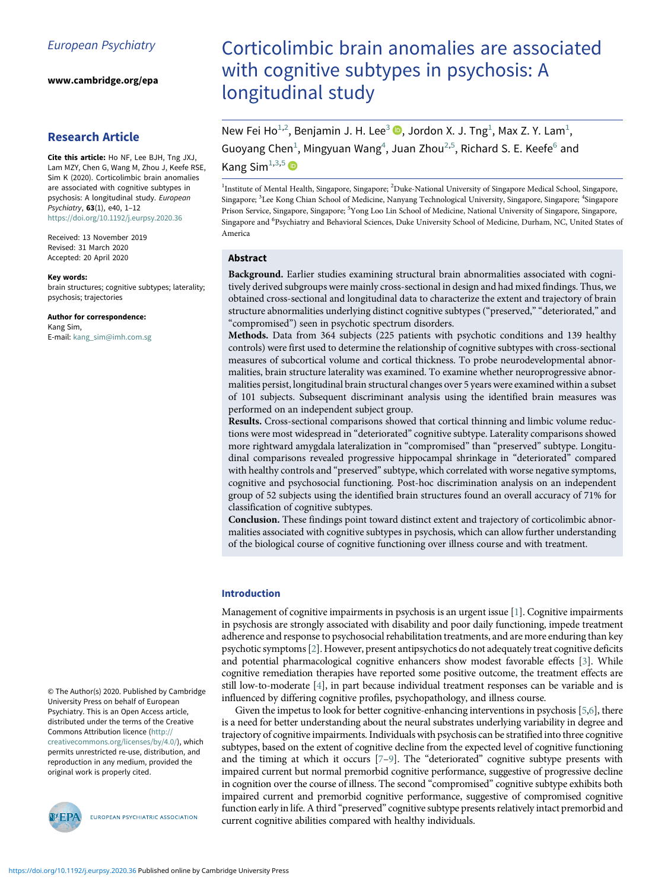European Psychiatry

www.cambridge.org/epa

## Research Article

**Cite this article:** Ho NF, Lee BJH, Tng JXJ, Lam MZY, Chen G, Wang M, Zhou J, Keefe RSE, Sim K (2020). Corticolimbic brain anomalies are associated with cognitive subtypes in psychosis: A longitudinal study. *European Psychiatry*, **63**(1), e40, 1–12
https://doi.org/10.1192/j.eurpsy.2020.36

Received: 13 November 2019
Revised: 31 March 2020
Accepted: 20 April 2020

**Key words:**
brain structures; cognitive subtypes; laterality; psychosis; trajectories

**Author for correspondence:**
Kang Sim,
E-mail: kang_sim@imh.com.sg

© The Author(s) 2020. Published by Cambridge University Press on behalf of European Psychiatry. This is an Open Access article, distributed under the terms of the Creative Commons Attribution licence (http://creativecommons.org/licenses/by/4.0/), which permits unrestricted re-use, distribution, and reproduction in any medium, provided the original work is properly cited.

# Corticolimbic brain anomalies are associated with cognitive subtypes in psychosis: A longitudinal study

New Fei Ho[1,2], Benjamin J. H. Lee[3], Jordon X. J. Tng[1], Max Z. Y. Lam[1], Guoyang Chen[1], Mingyuan Wang[4], Juan Zhou[2,5], Richard S. E. Keefe[6] and Kang Sim[1,3,5]

[1]Institute of Mental Health, Singapore, Singapore; [2]Duke-National University of Singapore Medical School, Singapore, Singapore; [3]Lee Kong Chian School of Medicine, Nanyang Technological University, Singapore, Singapore; [4]Singapore Prison Service, Singapore, Singapore; [5]Yong Loo Lin School of Medicine, National University of Singapore, Singapore, Singapore and [6]Psychiatry and Behavioral Sciences, Duke University School of Medicine, Durham, NC, United States of America

## Abstract

**Background.** Earlier studies examining structural brain abnormalities associated with cognitively derived subgroups were mainly cross-sectional in design and had mixed findings. Thus, we obtained cross-sectional and longitudinal data to characterize the extent and trajectory of brain structure abnormalities underlying distinct cognitive subtypes ("preserved," "deteriorated," and "compromised") seen in psychotic spectrum disorders.

**Methods.** Data from 364 subjects (225 patients with psychotic conditions and 139 healthy controls) were first used to determine the relationship of cognitive subtypes with cross-sectional measures of subcortical volume and cortical thickness. To probe neurodevelopmental abnormalities, brain structure laterality was examined. To examine whether neuroprogressive abnormalities persist, longitudinal brain structural changes over 5 years were examined within a subset of 101 subjects. Subsequent discriminant analysis using the identified brain measures was performed on an independent subject group.

**Results.** Cross-sectional comparisons showed that cortical thinning and limbic volume reductions were most widespread in "deteriorated" cognitive subtype. Laterality comparisons showed more rightward amygdala lateralization in "compromised" than "preserved" subtype. Longitudinal comparisons revealed progressive hippocampal shrinkage in "deteriorated" compared with healthy controls and "preserved" subtype, which correlated with worse negative symptoms, cognitive and psychosocial functioning. Post-hoc discrimination analysis on an independent group of 52 subjects using the identified brain structures found an overall accuracy of 71% for classification of cognitive subtypes.

**Conclusion.** These findings point toward distinct extent and trajectory of corticolimbic abnormalities associated with cognitive subtypes in psychosis, which can allow further understanding of the biological course of cognitive functioning over illness course and with treatment.

## Introduction

Management of cognitive impairments in psychosis is an urgent issue [1]. Cognitive impairments in psychosis are strongly associated with disability and poor daily functioning, impede treatment adherence and response to psychosocial rehabilitation treatments, and are more enduring than key psychotic symptoms [2]. However, present antipsychotics do not adequately treat cognitive deficits and potential pharmacological cognitive enhancers show modest favorable effects [3]. While cognitive remediation therapies have reported some positive outcome, the treatment effects are still low-to-moderate [4], in part because individual treatment responses can be variable and is influenced by differing cognitive profiles, psychopathology, and illness course.

Given the impetus to look for better cognitive-enhancing interventions in psychosis [5,6], there is a need for better understanding about the neural substrates underlying variability in degree and trajectory of cognitive impairments. Individuals with psychosis can be stratified into three cognitive subtypes, based on the extent of cognitive decline from the expected level of cognitive functioning and the timing at which it occurs [7–9]. The "deteriorated" cognitive subtype presents with impaired current but normal premorbid cognitive performance, suggestive of progressive decline in cognition over the course of illness. The second "compromised" cognitive subtype exhibits both impaired current and premorbid cognitive performance, suggestive of compromised cognitive function early in life. A third "preserved" cognitive subtype presents relatively intact premorbid and current cognitive abilities compared with healthy individuals.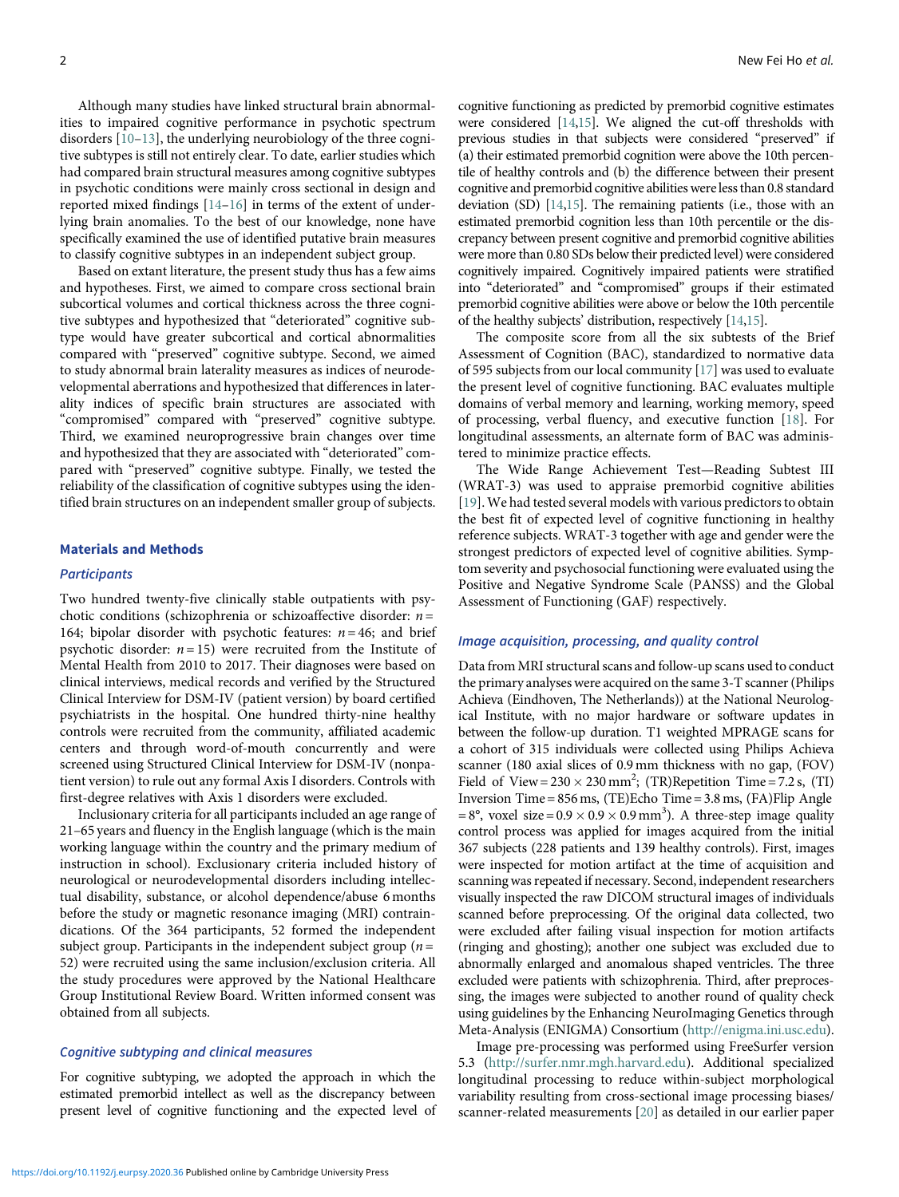Although many studies have linked structural brain abnormalities to impaired cognitive performance in psychotic spectrum disorders [10–13], the underlying neurobiology of the three cognitive subtypes is still not entirely clear. To date, earlier studies which had compared brain structural measures among cognitive subtypes in psychotic conditions were mainly cross sectional in design and reported mixed findings [14–16] in terms of the extent of underlying brain anomalies. To the best of our knowledge, none have specifically examined the use of identified putative brain measures to classify cognitive subtypes in an independent subject group.

Based on extant literature, the present study thus has a few aims and hypotheses. First, we aimed to compare cross sectional brain subcortical volumes and cortical thickness across the three cognitive subtypes and hypothesized that "deteriorated" cognitive subtype would have greater subcortical and cortical abnormalities compared with "preserved" cognitive subtype. Second, we aimed to study abnormal brain laterality measures as indices of neurodevelopmental aberrations and hypothesized that differences in laterality indices of specific brain structures are associated with "compromised" compared with "preserved" cognitive subtype. Third, we examined neuroprogressive brain changes over time and hypothesized that they are associated with "deteriorated" compared with "preserved" cognitive subtype. Finally, we tested the reliability of the classification of cognitive subtypes using the identified brain structures on an independent smaller group of subjects.

## Materials and Methods

### Participants

Two hundred twenty-five clinically stable outpatients with psychotic conditions (schizophrenia or schizoaffective disorder: $n = 164$; bipolar disorder with psychotic features: $n = 46$; and brief psychotic disorder: $n = 15$) were recruited from the Institute of Mental Health from 2010 to 2017. Their diagnoses were based on clinical interviews, medical records and verified by the Structured Clinical Interview for DSM-IV (patient version) by board certified psychiatrists in the hospital. One hundred thirty-nine healthy controls were recruited from the community, affiliated academic centers and through word-of-mouth concurrently and were screened using Structured Clinical Interview for DSM-IV (nonpatient version) to rule out any formal Axis I disorders. Controls with first-degree relatives with Axis 1 disorders were excluded.

Inclusionary criteria for all participants included an age range of 21–65 years and fluency in the English language (which is the main working language within the country and the primary medium of instruction in school). Exclusionary criteria included history of neurological or neurodevelopmental disorders including intellectual disability, substance, or alcohol dependence/abuse 6 months before the study or magnetic resonance imaging (MRI) contraindications. Of the 364 participants, 52 formed the independent subject group. Participants in the independent subject group ($n = 52$) were recruited using the same inclusion/exclusion criteria. All the study procedures were approved by the National Healthcare Group Institutional Review Board. Written informed consent was obtained from all subjects.

### Cognitive subtyping and clinical measures

For cognitive subtyping, we adopted the approach in which the estimated premorbid intellect as well as the discrepancy between present level of cognitive functioning and the expected level of cognitive functioning as predicted by premorbid cognitive estimates were considered [14,15]. We aligned the cut-off thresholds with previous studies in that subjects were considered "preserved" if (a) their estimated premorbid cognition were above the 10th percentile of healthy controls and (b) the difference between their present cognitive and premorbid cognitive abilities were less than 0.8 standard deviation (SD) [14,15]. The remaining patients (i.e., those with an estimated premorbid cognition less than 10th percentile or the discrepancy between present cognitive and premorbid cognitive abilities were more than 0.80 SDs below their predicted level) were considered cognitively impaired. Cognitively impaired patients were stratified into "deteriorated" and "compromised" groups if their estimated premorbid cognitive abilities were above or below the 10th percentile of the healthy subjects' distribution, respectively [14,15].

The composite score from all the six subtests of the Brief Assessment of Cognition (BAC), standardized to normative data of 595 subjects from our local community [17] was used to evaluate the present level of cognitive functioning. BAC evaluates multiple domains of verbal memory and learning, working memory, speed of processing, verbal fluency, and executive function [18]. For longitudinal assessments, an alternate form of BAC was administered to minimize practice effects.

The Wide Range Achievement Test—Reading Subtest III (WRAT-3) was used to appraise premorbid cognitive abilities [19]. We had tested several models with various predictors to obtain the best fit of expected level of cognitive functioning in healthy reference subjects. WRAT-3 together with age and gender were the strongest predictors of expected level of cognitive abilities. Symptom severity and psychosocial functioning were evaluated using the Positive and Negative Syndrome Scale (PANSS) and the Global Assessment of Functioning (GAF) respectively.

### Image acquisition, processing, and quality control

Data from MRI structural scans and follow-up scans used to conduct the primary analyses were acquired on the same 3-T scanner (Philips Achieva (Eindhoven, The Netherlands)) at the National Neurological Institute, with no major hardware or software updates in between the follow-up duration. T1 weighted MPRAGE scans for a cohort of 315 individuals were collected using Philips Achieva scanner (180 axial slices of 0.9 mm thickness with no gap, (FOV) Field of View = 230 × 230 mm$^2$; (TR)Repetition Time = 7.2 s, (TI) Inversion Time = 856 ms, (TE)Echo Time = 3.8 ms, (FA)Flip Angle = 8°, voxel size = 0.9 × 0.9 × 0.9 mm$^3$). A three-step image quality control process was applied for images acquired from the initial 367 subjects (228 patients and 139 healthy controls). First, images were inspected for motion artifact at the time of acquisition and scanning was repeated if necessary. Second, independent researchers visually inspected the raw DICOM structural images of individuals scanned before preprocessing. Of the original data collected, two were excluded after failing visual inspection for motion artifacts (ringing and ghosting); another one subject was excluded due to abnormally enlarged and anomalous shaped ventricles. The three excluded were patients with schizophrenia. Third, after preprocessing, the images were subjected to another round of quality check using guidelines by the Enhancing NeuroImaging Genetics through Meta-Analysis (ENIGMA) Consortium (http://enigma.ini.usc.edu).

Image pre-processing was performed using FreeSurfer version 5.3 (http://surfer.nmr.mgh.harvard.edu). Additional specialized longitudinal processing to reduce within-subject morphological variability resulting from cross-sectional image processing biases/scanner-related measurements [20] as detailed in our earlier paper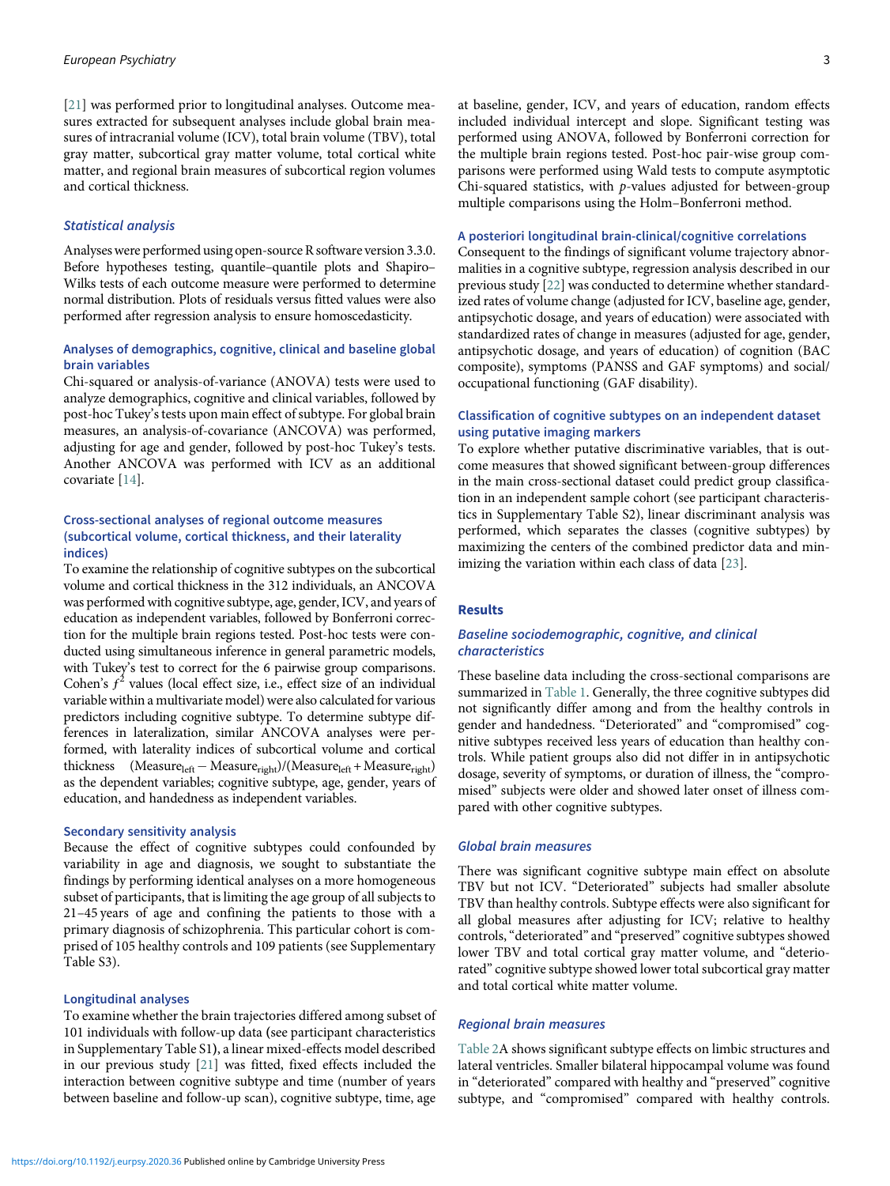[21] was performed prior to longitudinal analyses. Outcome measures extracted for subsequent analyses include global brain measures of intracranial volume (ICV), total brain volume (TBV), total gray matter, subcortical gray matter volume, total cortical white matter, and regional brain measures of subcortical region volumes and cortical thickness.

### *Statistical analysis*

Analyses were performed using open-source R software version 3.3.0. Before hypotheses testing, quantile–quantile plots and Shapiro–Wilks tests of each outcome measure were performed to determine normal distribution. Plots of residuals versus fitted values were also performed after regression analysis to ensure homoscedasticity.

#### Analyses of demographics, cognitive, clinical and baseline global brain variables

Chi-squared or analysis-of-variance (ANOVA) tests were used to analyze demographics, cognitive and clinical variables, followed by post-hoc Tukey's tests upon main effect of subtype. For global brain measures, an analysis-of-covariance (ANCOVA) was performed, adjusting for age and gender, followed by post-hoc Tukey's tests. Another ANCOVA was performed with ICV as an additional covariate [14].

#### Cross-sectional analyses of regional outcome measures (subcortical volume, cortical thickness, and their laterality indices)

To examine the relationship of cognitive subtypes on the subcortical volume and cortical thickness in the 312 individuals, an ANCOVA was performed with cognitive subtype, age, gender, ICV, and years of education as independent variables, followed by Bonferroni correction for the multiple brain regions tested. Post-hoc tests were conducted using simultaneous inference in general parametric models, with Tukey's test to correct for the 6 pairwise group comparisons. Cohen's $f^2$ values (local effect size, i.e., effect size of an individual variable within a multivariate model) were also calculated for various predictors including cognitive subtype. To determine subtype differences in lateralization, similar ANCOVA analyses were performed, with laterality indices of subcortical volume and cortical thickness $(\text{Measure}_{\text{left}} - \text{Measure}_{\text{right}})/(\text{Measure}_{\text{left}} + \text{Measure}_{\text{right}})$ as the dependent variables; cognitive subtype, age, gender, years of education, and handedness as independent variables.

#### Secondary sensitivity analysis

Because the effect of cognitive subtypes could confounded by variability in age and diagnosis, we sought to substantiate the findings by performing identical analyses on a more homogeneous subset of participants, that is limiting the age group of all subjects to 21–45 years of age and confining the patients to those with a primary diagnosis of schizophrenia. This particular cohort is comprised of 105 healthy controls and 109 patients (see Supplementary Table S3).

#### Longitudinal analyses

To examine whether the brain trajectories differed among subset of 101 individuals with follow-up data (see participant characteristics in Supplementary Table S1), a linear mixed-effects model described in our previous study [21] was fitted, fixed effects included the interaction between cognitive subtype and time (number of years between baseline and follow-up scan), cognitive subtype, time, age at baseline, gender, ICV, and years of education, random effects included individual intercept and slope. Significant testing was performed using ANOVA, followed by Bonferroni correction for the multiple brain regions tested. Post-hoc pair-wise group comparisons were performed using Wald tests to compute asymptotic Chi-squared statistics, with *p*-values adjusted for between-group multiple comparisons using the Holm–Bonferroni method.

#### A posteriori longitudinal brain-clinical/cognitive correlations

Consequent to the findings of significant volume trajectory abnormalities in a cognitive subtype, regression analysis described in our previous study [22] was conducted to determine whether standardized rates of volume change (adjusted for ICV, baseline age, gender, antipsychotic dosage, and years of education) were associated with standardized rates of change in measures (adjusted for age, gender, antipsychotic dosage, and years of education) of cognition (BAC composite), symptoms (PANSS and GAF symptoms) and social/occupational functioning (GAF disability).

#### Classification of cognitive subtypes on an independent dataset using putative imaging markers

To explore whether putative discriminative variables, that is outcome measures that showed significant between-group differences in the main cross-sectional dataset could predict group classification in an independent sample cohort (see participant characteristics in Supplementary Table S2), linear discriminant analysis was performed, which separates the classes (cognitive subtypes) by maximizing the centers of the combined predictor data and minimizing the variation within each class of data [23].

## Results

### *Baseline sociodemographic, cognitive, and clinical characteristics*

These baseline data including the cross-sectional comparisons are summarized in Table 1. Generally, the three cognitive subtypes did not significantly differ among and from the healthy controls in gender and handedness. "Deteriorated" and "compromised" cognitive subtypes received less years of education than healthy controls. While patient groups also did not differ in in antipsychotic dosage, severity of symptoms, or duration of illness, the "compromised" subjects were older and showed later onset of illness compared with other cognitive subtypes.

### *Global brain measures*

There was significant cognitive subtype main effect on absolute TBV but not ICV. "Deteriorated" subjects had smaller absolute TBV than healthy controls. Subtype effects were also significant for all global measures after adjusting for ICV; relative to healthy controls, "deteriorated" and "preserved" cognitive subtypes showed lower TBV and total cortical gray matter volume, and "deteriorated" cognitive subtype showed lower total subcortical gray matter and total cortical white matter volume.

### *Regional brain measures*

Table 2A shows significant subtype effects on limbic structures and lateral ventricles. Smaller bilateral hippocampal volume was found in "deteriorated" compared with healthy and "preserved" cognitive subtype, and "compromised" compared with healthy controls.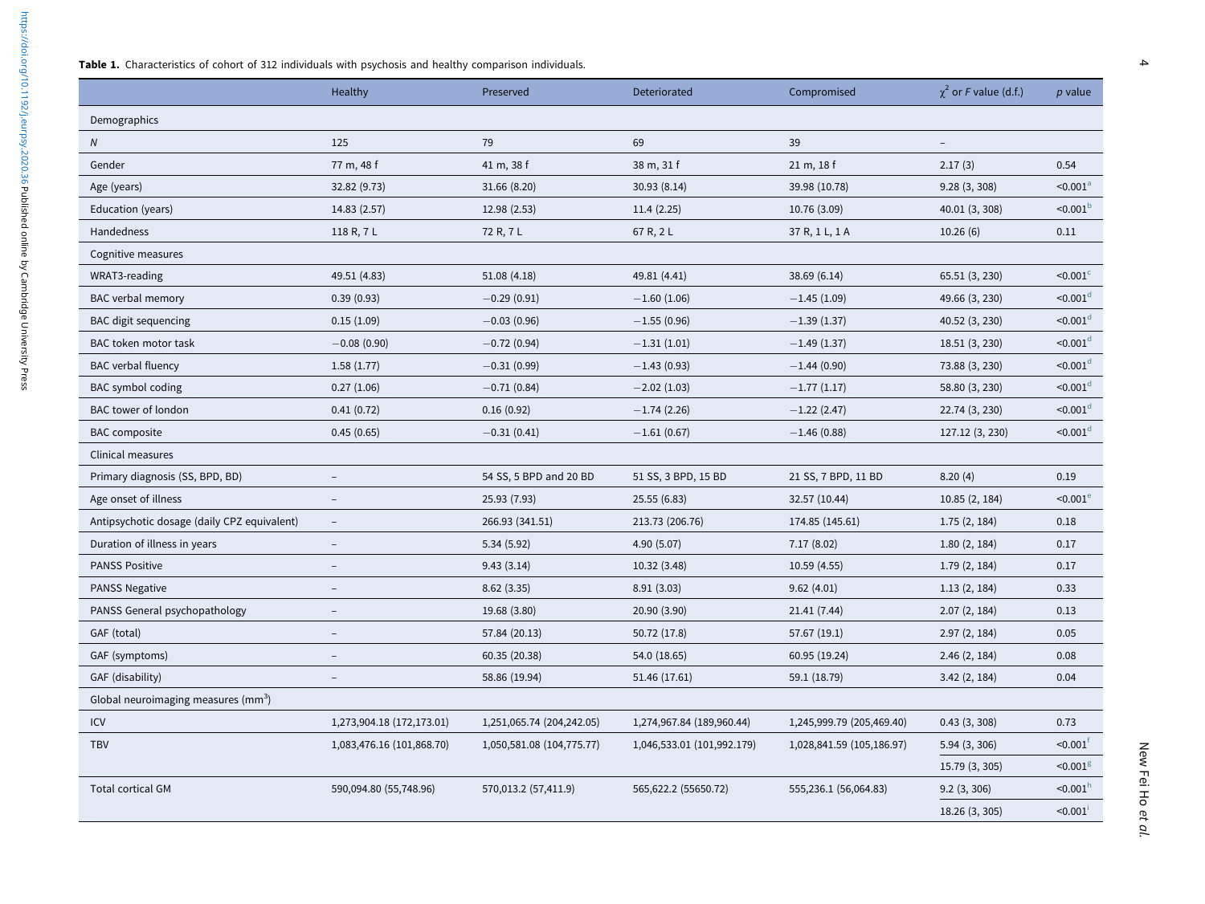**Table 1.** Characteristics of cohort of 312 individuals with psychosis and healthy comparison individuals.

| | Healthy | Preserved | Deteriorated | Compromised | $\chi^2$ or *F* value (d.f.) | *p* value |
|---|---|---|---|---|---|---|
| Demographics | | | | | | |
| *N* | 125 | 79 | 69 | 39 | – | |
| Gender | 77 m, 48 f | 41 m, 38 f | 38 m, 31 f | 21 m, 18 f | 2.17 (3) | 0.54 |
| Age (years) | 32.82 (9.73) | 31.66 (8.20) | 30.93 (8.14) | 39.98 (10.78) | 9.28 (3, 308) | <0.001[a] |
| Education (years) | 14.83 (2.57) | 12.98 (2.53) | 11.4 (2.25) | 10.76 (3.09) | 40.01 (3, 308) | <0.001[b] |
| Handedness | 118 R, 7 L | 72 R, 7 L | 67 R, 2 L | 37 R, 1 L, 1 A | 10.26 (6) | 0.11 |
| Cognitive measures | | | | | | |
| WRAT3-reading | 49.51 (4.83) | 51.08 (4.18) | 49.81 (4.41) | 38.69 (6.14) | 65.51 (3, 230) | <0.001[c] |
| BAC verbal memory | 0.39 (0.93) | −0.29 (0.91) | −1.60 (1.06) | −1.45 (1.09) | 49.66 (3, 230) | <0.001[d] |
| BAC digit sequencing | 0.15 (1.09) | −0.03 (0.96) | −1.55 (0.96) | −1.39 (1.37) | 40.52 (3, 230) | <0.001[d] |
| BAC token motor task | −0.08 (0.90) | −0.72 (0.94) | −1.31 (1.01) | −1.49 (1.37) | 18.51 (3, 230) | <0.001[d] |
| BAC verbal fluency | 1.58 (1.77) | −0.31 (0.99) | −1.43 (0.93) | −1.44 (0.90) | 73.88 (3, 230) | <0.001[d] |
| BAC symbol coding | 0.27 (1.06) | −0.71 (0.84) | −2.02 (1.03) | −1.77 (1.17) | 58.80 (3, 230) | <0.001[d] |
| BAC tower of london | 0.41 (0.72) | 0.16 (0.92) | −1.74 (2.26) | −1.22 (2.47) | 22.74 (3, 230) | <0.001[d] |
| BAC composite | 0.45 (0.65) | −0.31 (0.41) | −1.61 (0.67) | −1.46 (0.88) | 127.12 (3, 230) | <0.001[d] |
| Clinical measures | | | | | | |
| Primary diagnosis (SS, BPD, BD) | – | 54 SS, 5 BPD and 20 BD | 51 SS, 3 BPD, 15 BD | 21 SS, 7 BPD, 11 BD | 8.20 (4) | 0.19 |
| Age onset of illness | – | 25.93 (7.93) | 25.55 (6.83) | 32.57 (10.44) | 10.85 (2, 184) | <0.001[e] |
| Antipsychotic dosage (daily CPZ equivalent) | – | 266.93 (341.51) | 213.73 (206.76) | 174.85 (145.61) | 1.75 (2, 184) | 0.18 |
| Duration of illness in years | – | 5.34 (5.92) | 4.90 (5.07) | 7.17 (8.02) | 1.80 (2, 184) | 0.17 |
| PANSS Positive | – | 9.43 (3.14) | 10.32 (3.48) | 10.59 (4.55) | 1.79 (2, 184) | 0.17 |
| PANSS Negative | – | 8.62 (3.35) | 8.91 (3.03) | 9.62 (4.01) | 1.13 (2, 184) | 0.33 |
| PANSS General psychopathology | – | 19.68 (3.80) | 20.90 (3.90) | 21.41 (7.44) | 2.07 (2, 184) | 0.13 |
| GAF (total) | – | 57.84 (20.13) | 50.72 (17.8) | 57.67 (19.1) | 2.97 (2, 184) | 0.05 |
| GAF (symptoms) | – | 60.35 (20.38) | 54.0 (18.65) | 60.95 (19.24) | 2.46 (2, 184) | 0.08 |
| GAF (disability) | – | 58.86 (19.94) | 51.46 (17.61) | 59.1 (18.79) | 3.42 (2, 184) | 0.04 |
| Global neuroimaging measures (mm$^3$) | | | | | | |
| ICV | 1,273,904.18 (172,173.01) | 1,251,065.74 (204,242.05) | 1,274,967.84 (189,960.44) | 1,245,999.79 (205,469.40) | 0.43 (3, 308) | 0.73 |
| TBV | 1,083,476.16 (101,868.70) | 1,050,581.08 (104,775.77) | 1,046,533.01 (101,992.179) | 1,028,841.59 (105,186.97) | 5.94 (3, 306) | <0.001[f] |
| | | | | | 15.79 (3, 305) | <0.001[g] |
| Total cortical GM | 590,094.80 (55,748.96) | 570,013.2 (57,411.9) | 565,622.2 (55650.72) | 555,236.1 (56,064.83) | 9.2 (3, 306) | <0.001[h] |
| | | | | | 18.26 (3, 305) | <0.001[i] |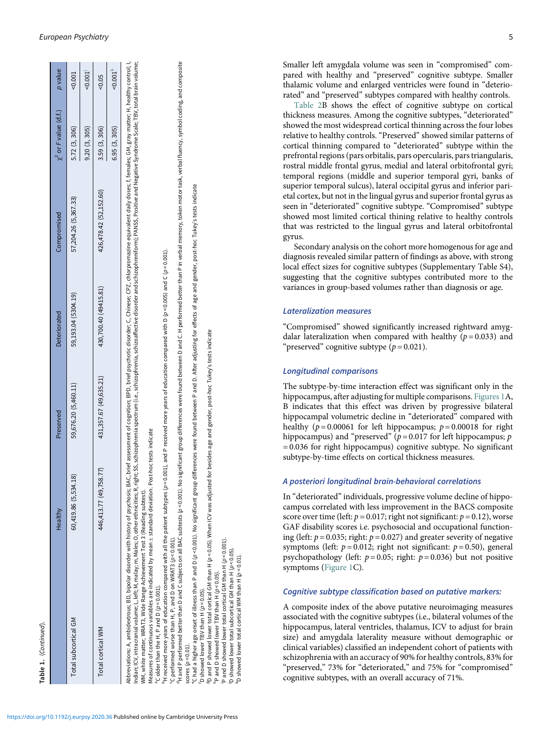**Table 1.** (*Continued*).

| | Healthy | Preserved | Deteriorated | Compromised | $\chi^2$ or $F$ value (d.f.) | $p$ value |
|---|---|---|---|---|---|---|
| Total subcortical GM | 60,419.86 (5,534.18) | 59,676.20 (5,460.11) | 59,193.04 (5304.19) | 57,204.26 (5,367.33) | 5.72 (3, 306) | <0.001 |
| | | | | | 9.20 (3, 305) | <0.001[j] |
| Total cortical WM | 446,413.77 (49,758.77) | 431,357.67 (49,635.21) | 430,700.40 (49415.81) | 426,478.42 (52,152.60) | 3.59 (3, 306) | <0.05 |
| | | | | | 6.95 (3, 305) | <0.001[k] |

Abbreviations: A, ambidextrous; BD, bipolar disorder with history of psychosis; BAC, brief assessment of cognition; BPD, brief psychotic disorder; C, Chinese; CPZ, chlorpromazine equivalent daily doses; f, females; GM, gray matter; H, healthy control; I, Indian; ICV, intracranial volume; L, left; M, malay; m, Males; O, other ethnicities; R, right; SS, schizophrenia spectrum (i.e., schizophrenia, schizoaffective disorder and schizophreniform); PANSS, Positive and Negative Syndrome Scale; TBV, total brain volume; WM, white matter; WRAT3, Wide Range Achievement Test 3 (Reading subtest).

Measures of continuous variables are indicated by mean ± standard deviation. Post-hoc tests indicate

[a]C older than the H, P and D ($p<0.001$).

[b]H received more years of education compared with all the patient subtypes ($p<0.001$), and P received more years of education compared with D ($p<0.005$) and C ($p<0.001$).

[c]C performed worse than H, P, and D on WRAT3 ($p<0.001$).

[d]H and P performed better than D and C subjects on all BAC subtests ($p<0.001$). No significant group differences were found between D and C. H performed better than P in verbal memory, token motor task, verbal fluency, symbol coding, and composite scores ($p<0.01$).

[e]C had a higher age onset of illness than P and D ($p<0.001$). No significant group differences were found between P and D. After adjusting for effects of age and gender, post-hoc Tukey's tests indicate

[f]D showed lower TBV than H ($p<0.05$).

[g]D and P showed lower total cortical GM than H ($p<0.05$). When ICV was adjusted for besides age and gender, post-hoc Tukey's tests indicate

[h]P and D showed lower TBV than H ($p<0.05$).

[i]P and D showed lower total cortical GM than H ($p<0.001$).

[j]D showed lower total subcortical GM than H ($p<0.05$).

[k]D showed lower total cortical WM than H ($p<0.01$).

Smaller left amygdala volume was seen in "compromised" compared with healthy and "preserved" cognitive subtype. Smaller thalamic volume and enlarged ventricles were found in "deteriorated" and "preserved" subtypes compared with healthy controls.

Table 2B shows the effect of cognitive subtype on cortical thickness measures. Among the cognitive subtypes, "deteriorated" showed the most widespread cortical thinning across the four lobes relative to healthy controls. "Preserved" showed similar patterns of cortical thinning compared to "deteriorated" subtype within the prefrontal regions (pars orbitalis, pars opercularis, pars triangularis, rostral middle frontal gyrus, medial and lateral orbitofrontal gyri; temporal regions (middle and superior temporal gyri, banks of superior temporal sulcus), lateral occipital gyrus and inferior parietal cortex, but not in the lingual gyrus and superior frontal gyrus as seen in "deteriorated" cognitive subtype. "Compromised" subtype showed most limited cortical thining relative to healthy controls that was restricted to the lingual gyrus and lateral orbitofrontal gyrus.

Secondary analysis on the cohort more homogenous for age and diagnosis revealed similar pattern of findings as above, with strong local effect sizes for cognitive subtypes (Supplementary Table S4), suggesting that the cognitive subtypes contributed more to the variances in group-based volumes rather than diagnosis or age.

## Lateralization measures

"Compromised" showed significantly increased rightward amygdalar lateralization when compared with healthy ($p=0.033$) and "preserved" cognitive subtype ($p=0.021$).

## Longitudinal comparisons

The subtype-by-time interaction effect was significant only in the hippocampus, after adjusting for multiple comparisons. Figures 1A, B indicates that this effect was driven by progressive bilateral hippocampal volumetric decline in "deteriorated" compared with healthy ($p=0.00061$ for left hippocampus; $p=0.00018$ for right hippocampus) and "preserved" ($p=0.017$ for left hippocampus; $p=0.036$ for right hippocampus) cognitive subtype. No significant subtype-by-time effects on cortical thickness measures.

## A posteriori longitudinal brain-behavioral correlations

In "deteriorated" individuals, progressive volume decline of hippocampus correlated with less improvement in the BACS composite score over time (left: $p=0.017$; right not significant: $p=0.12$), worse GAF disability scores i.e. psychosocial and occupational functioning (left: $p=0.035$; right: $p=0.027$) and greater severity of negative symptoms (left: $p=0.012$; right not significant: $p=0.50$), general psychopathology (left: $p=0.05$; right: $p=0.036$) but not positive symptoms (Figure 1C).

## Cognitive subtype classification based on putative markers:

A composite index of the above putative neuroimaging measures associated with the cognitive subtypes (i.e., bilateral volumes of the hippocampus, lateral ventricles, thalamus, ICV to adjust for brain size) and amygdala laterality measure without demographic or clinical variables) classified an independent cohort of patients with schizophrenia with an accuracy of 90% for healthy controls, 83% for "preserved," 73% for "deteriorated," and 75% for "compromised" cognitive subtypes, with an overall accuracy of 71%.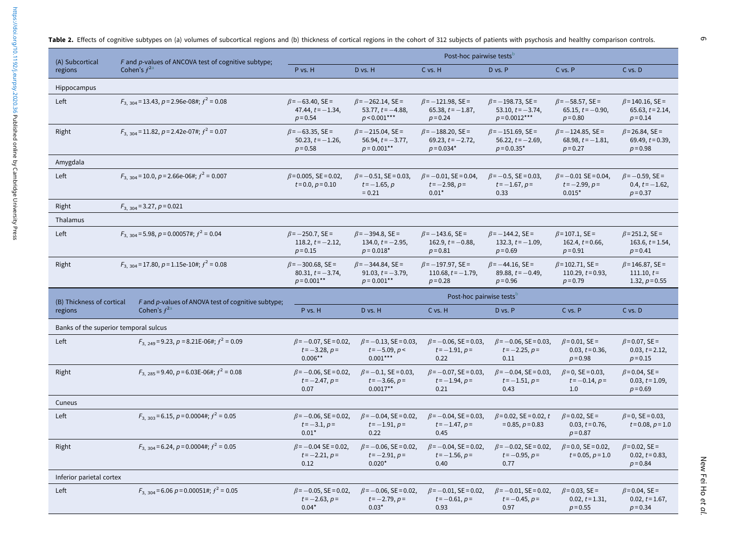**Table 2.** Effects of cognitive subtypes on (a) volumes of subcortical regions and (b) thickness of cortical regions in the cohort of 312 subjects of patients with psychosis and healthy comparison controls.

| (A) Subcortical regions | $F$ and $p$-values of ANCOVA test of cognitive subtype; Cohen's $f^2$ [a] | Post-hoc pairwise tests[b] | | | | | |
|---|---|---|---|---|---|---|---|
| | | P vs. H | D vs. H | C vs. H | D vs. P | C vs. P | C vs. D |
| Hippocampus | | | | | | | |
| Left | $F_{3,\,304} = 13.43$, $p = 2.96\text{e-}08$#; $f^2 = 0.08$ | $\beta = -63.40$, SE = 47.44, $t = -1.34$, $p = 0.54$ | $\beta = -262.14$, SE = 53.77, $t = -4.88$, $p < 0.001$*** | $\beta = -121.98$, SE = 65.38, $t = -1.87$, $p = 0.24$ | $\beta = -198.73$, SE = 53.10, $t = -3.74$, $p = 0.0012$*** | $\beta = -58.57$, SE = 65.15, $t = -0.90$, $p = 0.80$ | $\beta = 140.16$, SE = 65.63, $t = 2.14$, $p = 0.14$ |
| Right | $F_{3,\,304} = 11.82$, $p = 2.42\text{e-}07$#; $f^2 = 0.07$ | $\beta = -63.35$, SE = 50.23, $t = -1.26$, $p = 0.58$ | $\beta = -215.04$, SE = 56.94, $t = -3.77$, $p = 0.001$** | $\beta = -188.20$, SE = 69.23, $t = -2.72$, $p = 0.034$* | $\beta = -151.69$, SE = 56.22, $t = -2.69$, $p = 0.0.35$* | $\beta = -124.85$, SE = 68.98, $t = -1.81$, $p = 0.27$ | $\beta = 26.84$, SE = 69.49, $t = 0.39$, $p = 0.98$ |
| Amygdala | | | | | | | |
| Left | $F_{3,\,304} = 10.0$, $p = 2.66\text{e-}06$#; $f^2 = 0.007$ | $\beta = 0.005$, SE = 0.02, $t = 0.0$, $p = 0.10$ | $\beta = -0.51$, SE = 0.03, $t = -1.65$, $p = 0.21$ | $\beta = -0.01$, SE = 0.04, $t = -2.98$, $p = 0.01$* | $\beta = -0.5$, SE = 0.03, $t = -1.67$, $p = 0.33$ | $\beta = -0.01$ SE = 0.04, $t = -2.99$, $p = 0.015$* | $\beta = -0.59$, SE = 0.4, $t = -1.62$, $p = 0.37$ |
| Right | $F_{3,\,304} = 3.27$, $p = 0.021$ | | | | | | |
| Thalamus | | | | | | | |
| Left | $F_{3,\,304} = 5.98$, $p = 0.00057$#; $f^2 = 0.04$ | $\beta = -250.7$, SE = 118.2, $t = -2.12$, $p = 0.15$ | $\beta = -394.8$, SE = 134.0, $t = -2.95$, $p = 0.018$* | $\beta = -143.6$, SE = 162.9, $t = -0.88$, $p = 0.81$ | $\beta = -144.2$, SE = 132.3, $t = -1.09$, $p = 0.69$ | $\beta = 107.1$, SE = 162.4, $t = 0.66$, $p = 0.91$ | $\beta = 251.2$, SE = 163.6, $t = 1.54$, $p = 0.41$ |
| Right | $F_{3,\,304} = 17.80$, $p = 1.15\text{e-}10$#; $f^2 = 0.08$ | $\beta = -300.68$, SE = 80.31, $t = -3.74$, $p = 0.001$** | $\beta = -344.84$, SE = 91.03, $t = -3.79$, $p = 0.001$** | $\beta = -197.97$, SE = 110.68, $t = -1.79$, $p = 0.28$ | $\beta = -44.16$, SE = 89.88, $t = -0.49$, $p = 0.96$ | $\beta = 102.71$, SE = 110.29, $t = 0.93$, $p = 0.79$ | $\beta = 146.87$, SE = 111.10, $t = 1.32$, $p = 0.55$ |

| (B) Thickness of cortical regions | $F$ and $p$-values of ANOVA test of cognitive subtype; Cohen's $f^2$ [a] | Post-hoc pairwise tests[b] | | | | | |
|---|---|---|---|---|---|---|---|
| | | P vs. H | D vs. H | C vs. H | D vs. P | C vs. P | C vs. D |
| Banks of the superior temporal sulcus | | | | | | | |
| Left | $F_{3,\,249} = 9.23$, $p = 8.21\text{E-}06$#; $f^2 = 0.09$ | $\beta = -0.07$, SE = 0.02, $t = -3.28$, $p = 0.006$** | $\beta = -0.13$, SE = 0.03, $t = -5.09$, $p < 0.001$*** | $\beta = -0.06$, SE = 0.03, $t = -1.91$, $p = 0.22$ | $\beta = -0.06$, SE = 0.03, $t = -2.25$, $p = 0.11$ | $\beta = 0.01$, SE = 0.03, $t = 0.36$, $p = 0.98$ | $\beta = 0.07$, SE = 0.03, $t = 2.12$, $p = 0.15$ |
| Right | $F_{3,\,285} = 9.40$, $p = 6.03\text{E-}06$#; $f^2 = 0.08$ | $\beta = -0.06$, SE = 0.02, $t = -2.47$, $p = 0.07$ | $\beta = -0.1$, SE = 0.03, $t = -3.66$, $p = 0.0017$** | $\beta = -0.07$, SE = 0.03, $t = -1.94$, $p = 0.21$ | $\beta = -0.04$, SE = 0.03, $t = -1.51$, $p = 0.43$ | $\beta = 0$, SE = 0.03, $t = -0.14$, $p = 1.0$ | $\beta = 0.04$, SE = 0.03, $t = 1.09$, $p = 0.69$ |
| Cuneus | | | | | | | |
| Left | $F_{3,\,303} = 6.15$, $p = 0.0004$#; $f^2 = 0.05$ | $\beta = -0.06$, SE = 0.02, $t = -3.1$, $p = 0.01$* | $\beta = -0.04$, SE = 0.02, $t = -1.91$, $p = 0.22$ | $\beta = -0.04$, SE = 0.03, $t = -1.47$, $p = 0.45$ | $\beta = 0.02$, SE = 0.02, $t = 0.85$, $p = 0.83$ | $\beta = 0.02$, SE = 0.03, $t = 0.76$, $p = 0.87$ | $\beta = 0$, SE = 0.03, $t = 0.08$, $p = 1.0$ |
| Right | $F_{3,\,304} = 6.24$, $p = 0.0004$#; $f^2 = 0.05$ | $\beta = -0.04$ SE = 0.02, $t = -2.21$, $p = 0.12$ | $\beta = -0.06$, SE = 0.02, $t = -2.91$, $p = 0.020$* | $\beta = -0.04$, SE = 0.02, $t = -1.56$, $p = 0.40$ | $\beta = -0.02$, SE = 0.02, $t = -0.95$, $p = 0.77$ | $\beta = 0.0$, SE = 0.02, $t = 0.05$, $p = 1.0$ | $\beta = 0.02$, SE = 0.02, $t = 0.83$, $p = 0.84$ |
| Inferior parietal cortex | | | | | | | |
| Left | $F_{3,\,304} = 6.06$ $p = 0.00051$#; $f^2 = 0.05$ | $\beta = -0.05$, SE = 0.02, $t = -2.63$, $p = 0.04$* | $\beta = -0.06$, SE = 0.02, $t = -2.79$, $p = 0.03$* | $\beta = -0.01$, SE = 0.02, $t = -0.61$, $p = 0.93$ | $\beta = -0.01$, SE = 0.02, $t = -0.45$, $p = 0.97$ | $\beta = 0.03$, SE = 0.02, $t = 1.31$, $p = 0.55$ | $\beta = 0.04$, SE = 0.02, $t = 1.67$, $p = 0.34$ |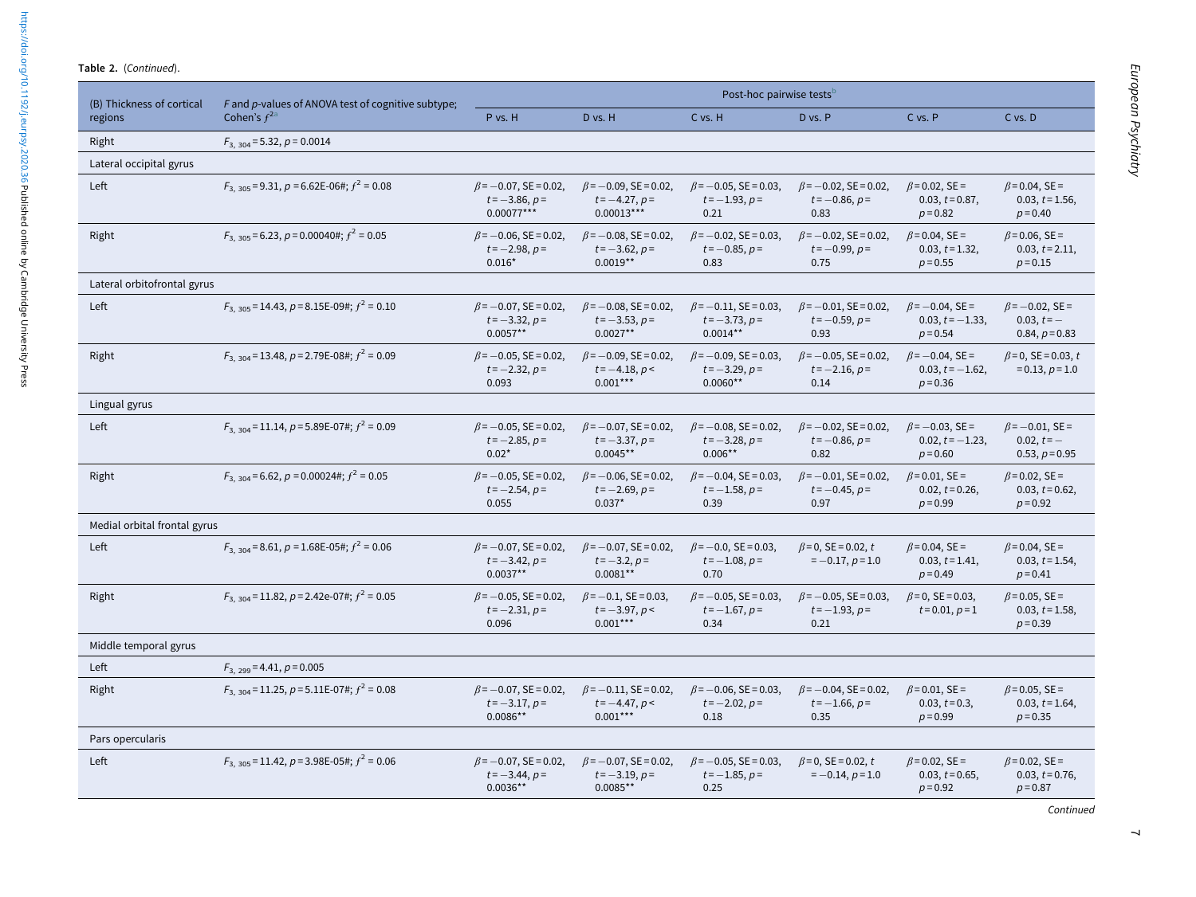**Table 2.** (*Continued*).

| (B) Thickness of cortical regions | *F* and *p*-values of ANOVA test of cognitive subtype; Cohen's $f^2$[a] | Post-hoc pairwise tests[b] | | | | | |
|---|---|---|---|---|---|---|---|
| | | P vs. H | D vs. H | C vs. H | D vs. P | C vs. P | C vs. D |
| Right | $F_{3,\,304} = 5.32$, $p = 0.0014$ | | | | | | |
| Lateral occipital gyrus | | | | | | | |
| Left | $F_{3,\,305} = 9.31$, $p = 6.62E{-}06$#; $f^2 = 0.08$ | $\beta = -0.07$, SE = 0.02, $t = -3.86$, $p = 0.00077$*** | $\beta = -0.09$, SE = 0.02, $t = -4.27$, $p = 0.00013$*** | $\beta = -0.05$, SE = 0.03, $t = -1.93$, $p = 0.21$ | $\beta = -0.02$, SE = 0.02, $t = -0.86$, $p = 0.83$ | $\beta = 0.02$, SE = 0.03, $t = 0.87$, $p = 0.82$ | $\beta = 0.04$, SE = 0.03, $t = 1.56$, $p = 0.40$ |
| Right | $F_{3,\,305} = 6.23$, $p = 0.00040$#; $f^2 = 0.05$ | $\beta = -0.06$, SE = 0.02, $t = -2.98$, $p = 0.016$* | $\beta = -0.08$, SE = 0.02, $t = -3.62$, $p = 0.0019$** | $\beta = -0.02$, SE = 0.03, $t = -0.85$, $p = 0.83$ | $\beta = -0.02$, SE = 0.02, $t = -0.99$, $p = 0.75$ | $\beta = 0.04$, SE = 0.03, $t = 1.32$, $p = 0.55$ | $\beta = 0.06$, SE = 0.03, $t = 2.11$, $p = 0.15$ |
| Lateral orbitofrontal gyrus | | | | | | | |
| Left | $F_{3,\,305} = 14.43$, $p = 8.15E{-}09$#; $f^2 = 0.10$ | $\beta = -0.07$, SE = 0.02, $t = -3.32$, $p = 0.0057$** | $\beta = -0.08$, SE = 0.02, $t = -3.53$, $p = 0.0027$** | $\beta = -0.11$, SE = 0.03, $t = -3.73$, $p = 0.0014$** | $\beta = -0.01$, SE = 0.02, $t = -0.59$, $p = 0.93$ | $\beta = -0.04$, SE = 0.03, $t = -1.33$, $p = 0.54$ | $\beta = -0.02$, SE = 0.03, $t = -0.84$, $p = 0.83$ |
| Right | $F_{3,\,304} = 13.48$, $p = 2.79E{-}08$#; $f^2 = 0.09$ | $\beta = -0.05$, SE = 0.02, $t = -2.32$, $p = 0.093$ | $\beta = -0.09$, SE = 0.02, $t = -4.18$, $p < 0.001$*** | $\beta = -0.09$, SE = 0.03, $t = -3.29$, $p = 0.0060$** | $\beta = -0.05$, SE = 0.02, $t = -2.16$, $p = 0.14$ | $\beta = -0.04$, SE = 0.03, $t = -1.62$, $p = 0.36$ | $\beta = 0$, SE = 0.03, $t = 0.13$, $p = 1.0$ |
| Lingual gyrus | | | | | | | |
| Left | $F_{3,\,304} = 11.14$, $p = 5.89E{-}07$#; $f^2 = 0.09$ | $\beta = -0.05$, SE = 0.02, $t = -2.85$, $p = 0.02$* | $\beta = -0.07$, SE = 0.02, $t = -3.37$, $p = 0.0045$** | $\beta = -0.08$, SE = 0.02, $t = -3.28$, $p = 0.006$** | $\beta = -0.02$, SE = 0.02, $t = -0.86$, $p = 0.82$ | $\beta = -0.03$, SE = 0.02, $t = -1.23$, $p = 0.60$ | $\beta = -0.01$, SE = 0.02, $t = -0.53$, $p = 0.95$ |
| Right | $F_{3,\,304} = 6.62$, $p = 0.00024$#; $f^2 = 0.05$ | $\beta = -0.05$, SE = 0.02, $t = -2.54$, $p = 0.055$ | $\beta = -0.06$, SE = 0.02, $t = -2.69$, $p = 0.037$* | $\beta = -0.04$, SE = 0.03, $t = -1.58$, $p = 0.39$ | $\beta = -0.01$, SE = 0.02, $t = -0.45$, $p = 0.97$ | $\beta = 0.01$, SE = 0.02, $t = 0.26$, $p = 0.99$ | $\beta = 0.02$, SE = 0.03, $t = 0.62$, $p = 0.92$ |
| Medial orbital frontal gyrus | | | | | | | |
| Left | $F_{3,\,304} = 8.61$, $p = 1.68E{-}05$#; $f^2 = 0.06$ | $\beta = -0.07$, SE = 0.02, $t = -3.42$, $p = 0.0037$** | $\beta = -0.07$, SE = 0.02, $t = -3.2$, $p = 0.0081$** | $\beta = -0.0$, SE = 0.03, $t = -1.08$, $p = 0.70$ | $\beta = 0$, SE = 0.02, $t = -0.17$, $p = 1.0$ | $\beta = 0.04$, SE = 0.03, $t = 1.41$, $p = 0.49$ | $\beta = 0.04$, SE = 0.03, $t = 1.54$, $p = 0.41$ |
| Right | $F_{3,\,304} = 11.82$, $p = 2.42e{-}07$#; $f^2 = 0.05$ | $\beta = -0.05$, SE = 0.02, $t = -2.31$, $p = 0.096$ | $\beta = -0.1$, SE = 0.03, $t = -3.97$, $p < 0.001$*** | $\beta = -0.05$, SE = 0.03, $t = -1.67$, $p = 0.34$ | $\beta = -0.05$, SE = 0.03, $t = -1.93$, $p = 0.21$ | $\beta = 0$, SE = 0.03, $t = 0.01$, $p = 1$ | $\beta = 0.05$, SE = 0.03, $t = 1.58$, $p = 0.39$ |
| Middle temporal gyrus | | | | | | | |
| Left | $F_{3,\,299} = 4.41$, $p = 0.005$ | | | | | | |
| Right | $F_{3,\,304} = 11.25$, $p = 5.11E{-}07$#; $f^2 = 0.08$ | $\beta = -0.07$, SE = 0.02, $t = -3.17$, $p = 0.0086$** | $\beta = -0.11$, SE = 0.02, $t = -4.47$, $p < 0.001$*** | $\beta = -0.06$, SE = 0.03, $t = -2.02$, $p = 0.18$ | $\beta = -0.04$, SE = 0.02, $t = -1.66$, $p = 0.35$ | $\beta = 0.01$, SE = 0.03, $t = 0.3$, $p = 0.99$ | $\beta = 0.05$, SE = 0.03, $t = 1.64$, $p = 0.35$ |
| Pars opercularis | | | | | | | |
| Left | $F_{3,\,305} = 11.42$, $p = 3.98E{-}05$#; $f^2 = 0.06$ | $\beta = -0.07$, SE = 0.02, $t = -3.44$, $p = 0.0036$** | $\beta = -0.07$, SE = 0.02, $t = -3.19$, $p = 0.0085$** | $\beta = -0.05$, SE = 0.03, $t = -1.85$, $p = 0.25$ | $\beta = 0$, SE = 0.02, $t = -0.14$, $p = 1.0$ | $\beta = 0.02$, SE = 0.03, $t = 0.65$, $p = 0.92$ | $\beta = 0.02$, SE = 0.03, $t = 0.76$, $p = 0.87$ |

*Continued*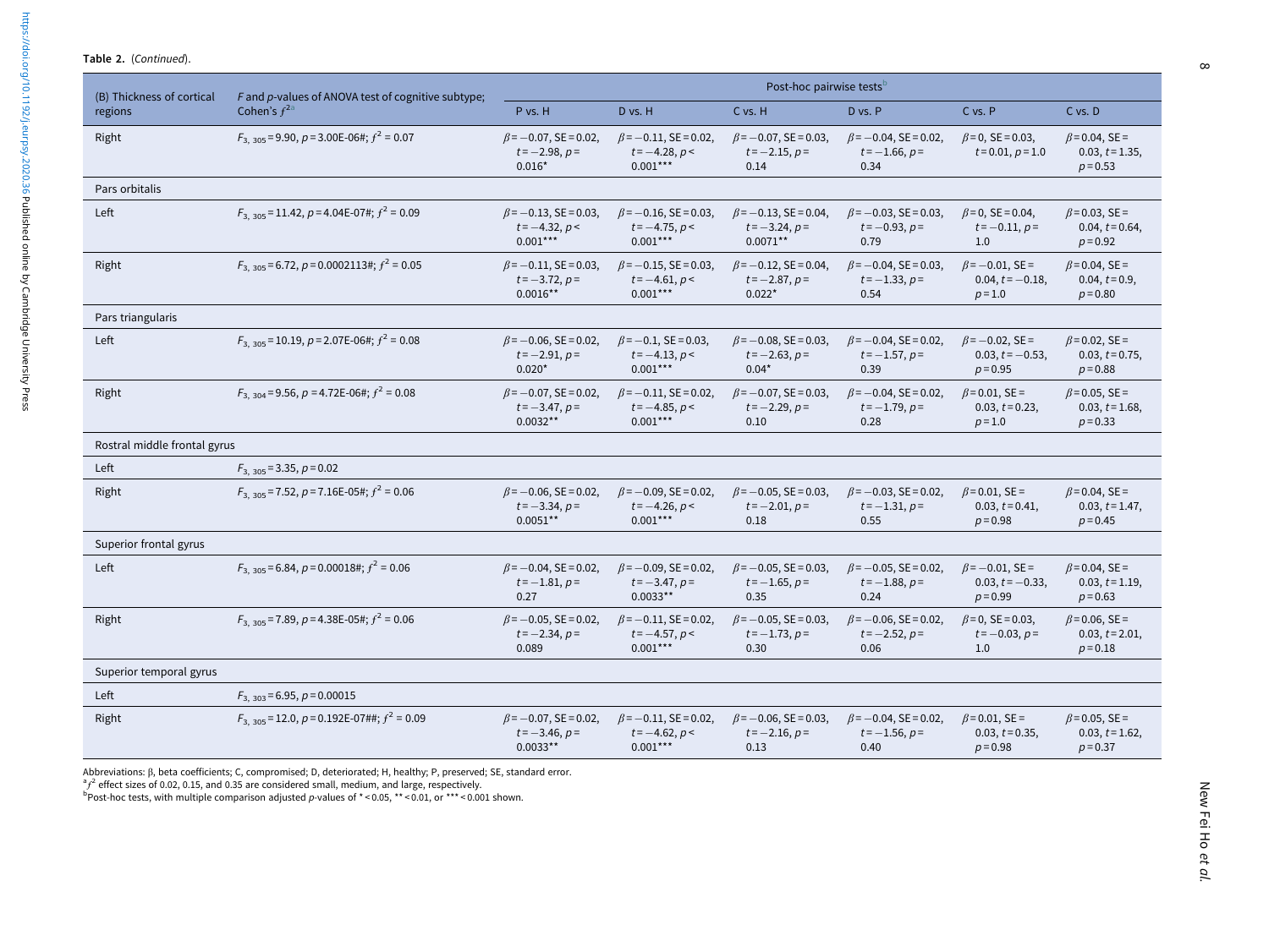**Table 2.** (*Continued*).

| (B) Thickness of cortical regions | $F$ and $p$-values of ANOVA test of cognitive subtype; Cohen's $f^2$ [a] | Post-hoc pairwise tests[b] | | | | | |
|---|---|---|---|---|---|---|---|
| | | P vs. H | D vs. H | C vs. H | D vs. P | C vs. P | C vs. D |
| Right | $F_{3, 305}$ = 9.90, $p$ = 3.00E-06#; $f^2$ = 0.07 | $\beta$ = −0.07, SE = 0.02, $t$ = −2.98, $p$ = 0.016* | $\beta$ = −0.11, SE = 0.02, $t$ = −4.28, $p$ < 0.001*** | $\beta$ = −0.07, SE = 0.03, $t$ = −2.15, $p$ = 0.14 | $\beta$ = −0.04, SE = 0.02, $t$ = −1.66, $p$ = 0.34 | $\beta$ = 0, SE = 0.03, $t$ = 0.01, $p$ = 1.0 | $\beta$ = 0.04, SE = 0.03, $t$ = 1.35, $p$ = 0.53 |
| Pars orbitalis | | | | | | | |
| Left | $F_{3, 305}$ = 11.42, $p$ = 4.04E-07#; $f^2$ = 0.09 | $\beta$ = −0.13, SE = 0.03, $t$ = −4.32, $p$ < 0.001*** | $\beta$ = −0.16, SE = 0.03, $t$ = −4.75, $p$ < 0.001*** | $\beta$ = −0.13, SE = 0.04, $t$ = −3.24, $p$ = 0.0071** | $\beta$ = −0.03, SE = 0.03, $t$ = −0.93, $p$ = 0.79 | $\beta$ = 0, SE = 0.04, $t$ = −0.11, $p$ = 1.0 | $\beta$ = 0.03, SE = 0.04, $t$ = 0.64, $p$ = 0.92 |
| Right | $F_{3, 305}$ = 6.72, $p$ = 0.0002113#; $f^2$ = 0.05 | $\beta$ = −0.11, SE = 0.03, $t$ = −3.72, $p$ = 0.0016** | $\beta$ = −0.15, SE = 0.03, $t$ = −4.61, $p$ < 0.001*** | $\beta$ = −0.12, SE = 0.04, $t$ = −2.87, $p$ = 0.022* | $\beta$ = −0.04, SE = 0.03, $t$ = −1.33, $p$ = 0.54 | $\beta$ = −0.01, SE = 0.04, $t$ = −0.18, $p$ = 1.0 | $\beta$ = 0.04, SE = 0.04, $t$ = 0.9, $p$ = 0.80 |
| Pars triangularis | | | | | | | |
| Left | $F_{3, 305}$ = 10.19, $p$ = 2.07E-06#; $f^2$ = 0.08 | $\beta$ = −0.06, SE = 0.02, $t$ = −2.91, $p$ = 0.020* | $\beta$ = −0.1, SE = 0.03, $t$ = −4.13, $p$ < 0.001*** | $\beta$ = −0.08, SE = 0.03, $t$ = −2.63, $p$ = 0.04* | $\beta$ = −0.04, SE = 0.02, $t$ = −1.57, $p$ = 0.39 | $\beta$ = −0.02, SE = 0.03, $t$ = −0.53, $p$ = 0.95 | $\beta$ = 0.02, SE = 0.03, $t$ = 0.75, $p$ = 0.88 |
| Right | $F_{3, 304}$ = 9.56, $p$ = 4.72E-06#; $f^2$ = 0.08 | $\beta$ = −0.07, SE = 0.02, $t$ = −3.47, $p$ = 0.0032** | $\beta$ = −0.11, SE = 0.02, $t$ = −4.85, $p$ < 0.001*** | $\beta$ = −0.07, SE = 0.03, $t$ = −2.29, $p$ = 0.10 | $\beta$ = −0.04, SE = 0.02, $t$ = −1.79, $p$ = 0.28 | $\beta$ = 0.01, SE = 0.03, $t$ = 0.23, $p$ = 1.0 | $\beta$ = 0.05, SE = 0.03, $t$ = 1.68, $p$ = 0.33 |
| Rostral middle frontal gyrus | | | | | | | |
| Left | $F_{3, 305}$ = 3.35, $p$ = 0.02 | | | | | | |
| Right | $F_{3, 305}$ = 7.52, $p$ = 7.16E-05#; $f^2$ = 0.06 | $\beta$ = −0.06, SE = 0.02, $t$ = −3.34, $p$ = 0.0051** | $\beta$ = −0.09, SE = 0.02, $t$ = −4.26, $p$ < 0.001*** | $\beta$ = −0.05, SE = 0.03, $t$ = −2.01, $p$ = 0.18 | $\beta$ = −0.03, SE = 0.02, $t$ = −1.31, $p$ = 0.55 | $\beta$ = 0.01, SE = 0.03, $t$ = 0.41, $p$ = 0.98 | $\beta$ = 0.04, SE = 0.03, $t$ = 1.47, $p$ = 0.45 |
| Superior frontal gyrus | | | | | | | |
| Left | $F_{3, 305}$ = 6.84, $p$ = 0.00018#; $f^2$ = 0.06 | $\beta$ = −0.04, SE = 0.02, $t$ = −1.81, $p$ = 0.27 | $\beta$ = −0.09, SE = 0.02, $t$ = −3.47, $p$ = 0.0033** | $\beta$ = −0.05, SE = 0.03, $t$ = −1.65, $p$ = 0.35 | $\beta$ = −0.05, SE = 0.02, $t$ = −1.88, $p$ = 0.24 | $\beta$ = −0.01, SE = 0.03, $t$ = −0.33, $p$ = 0.99 | $\beta$ = 0.04, SE = 0.03, $t$ = 1.19, $p$ = 0.63 |
| Right | $F_{3, 305}$ = 7.89, $p$ = 4.38E-05#; $f^2$ = 0.06 | $\beta$ = −0.05, SE = 0.02, $t$ = −2.34, $p$ = 0.089 | $\beta$ = −0.11, SE = 0.02, $t$ = −4.57, $p$ < 0.001*** | $\beta$ = −0.05, SE = 0.03, $t$ = −1.73, $p$ = 0.30 | $\beta$ = −0.06, SE = 0.02, $t$ = −2.52, $p$ = 0.06 | $\beta$ = 0, SE = 0.03, $t$ = −0.03, $p$ = 1.0 | $\beta$ = 0.06, SE = 0.03, $t$ = 2.01, $p$ = 0.18 |
| Superior temporal gyrus | | | | | | | |
| Left | $F_{3, 303}$ = 6.95, $p$ = 0.00015 | | | | | | |
| Right | $F_{3, 305}$ = 12.0, $p$ = 0.192E-07##; $f^2$ = 0.09 | $\beta$ = −0.07, SE = 0.02, $t$ = −3.46, $p$ = 0.0033** | $\beta$ = −0.11, SE = 0.02, $t$ = −4.62, $p$ < 0.001*** | $\beta$ = −0.06, SE = 0.03, $t$ = −2.16, $p$ = 0.13 | $\beta$ = −0.04, SE = 0.02, $t$ = −1.56, $p$ = 0.40 | $\beta$ = 0.01, SE = 0.03, $t$ = 0.35, $p$ = 0.98 | $\beta$ = 0.05, SE = 0.03, $t$ = 1.62, $p$ = 0.37 |

Abbreviations: β, beta coefficients; C, compromised; D, deteriorated; H, healthy; P, preserved; SE, standard error.
[a] $f^2$ effect sizes of 0.02, 0.15, and 0.35 are considered small, medium, and large, respectively.
[b] Post-hoc tests, with multiple comparison adjusted $p$-values of * < 0.05, ** < 0.01, or *** < 0.001 shown.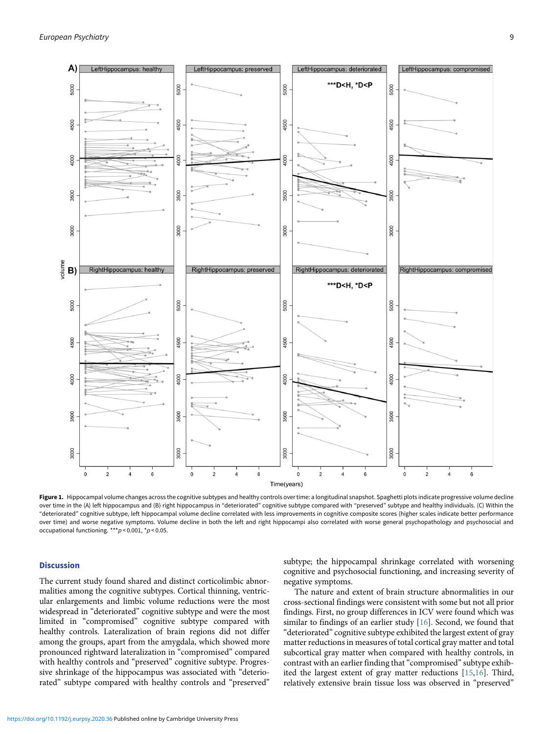**Figure 1.** Hippocampal volume changes across the cognitive subtypes and healthy controls over time: a longitudinal snapshot. Spaghetti plots indicate progressive volume decline over time in the (A) left hippocampus and (B) right hippocampus in "deteriorated" cognitive subtype compared with "preserved" subtype and healthy individuals. (C) Within the "deteriorated" cognitive subtype, left hippocampal volume decline correlated with less improvements in cognitive composite scores (higher scales indicate better performance over time) and worse negative symptoms. Volume decline in both the left and right hippocampi also correlated with worse general psychopathology and psychosocial and occupational functioning. ***$p < 0.001$, *$p < 0.05$.

## Discussion

The current study found shared and distinct corticolimbic abnormalities among the cognitive subtypes. Cortical thinning, ventricular enlargements and limbic volume reductions were the most widespread in "deteriorated" cognitive subtype and were the most limited in "compromised" cognitive subtype compared with healthy controls. Lateralization of brain regions did not differ among the groups, apart from the amygdala, which showed more pronounced rightward lateralization in "compromised" compared with healthy controls and "preserved" cognitive subtype. Progressive shrinkage of the hippocampus was associated with "deteriorated" subtype compared with healthy controls and "preserved" subtype; the hippocampal shrinkage correlated with worsening cognitive and psychosocial functioning, and increasing severity of negative symptoms.

The nature and extent of brain structure abnormalities in our cross-sectional findings were consistent with some but not all prior findings. First, no group differences in ICV were found which was similar to findings of an earlier study [16]. Second, we found that "deteriorated" cognitive subtype exhibited the largest extent of gray matter reductions in measures of total cortical gray matter and total subcortical gray matter when compared with healthy controls, in contrast with an earlier finding that "compromised" subtype exhibited the largest extent of gray matter reductions [15,16]. Third, relatively extensive brain tissue loss was observed in "preserved"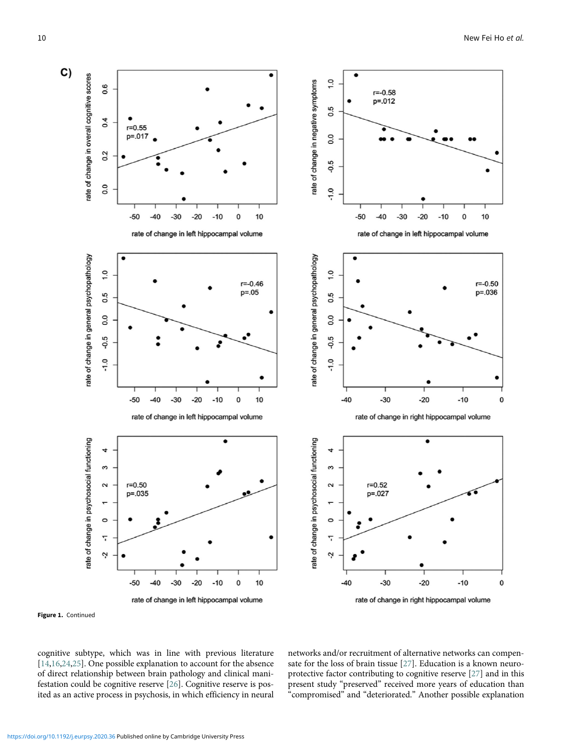Figure 1. Continued

cognitive subtype, which was in line with previous literature [14,16,24,25]. One possible explanation to account for the absence of direct relationship between brain pathology and clinical manifestation could be cognitive reserve [26]. Cognitive reserve is posited as an active process in psychosis, in which efficiency in neural networks and/or recruitment of alternative networks can compensate for the loss of brain tissue [27]. Education is a known neuroprotective factor contributing to cognitive reserve [27] and in this present study "preserved" received more years of education than "compromised" and "deteriorated." Another possible explanation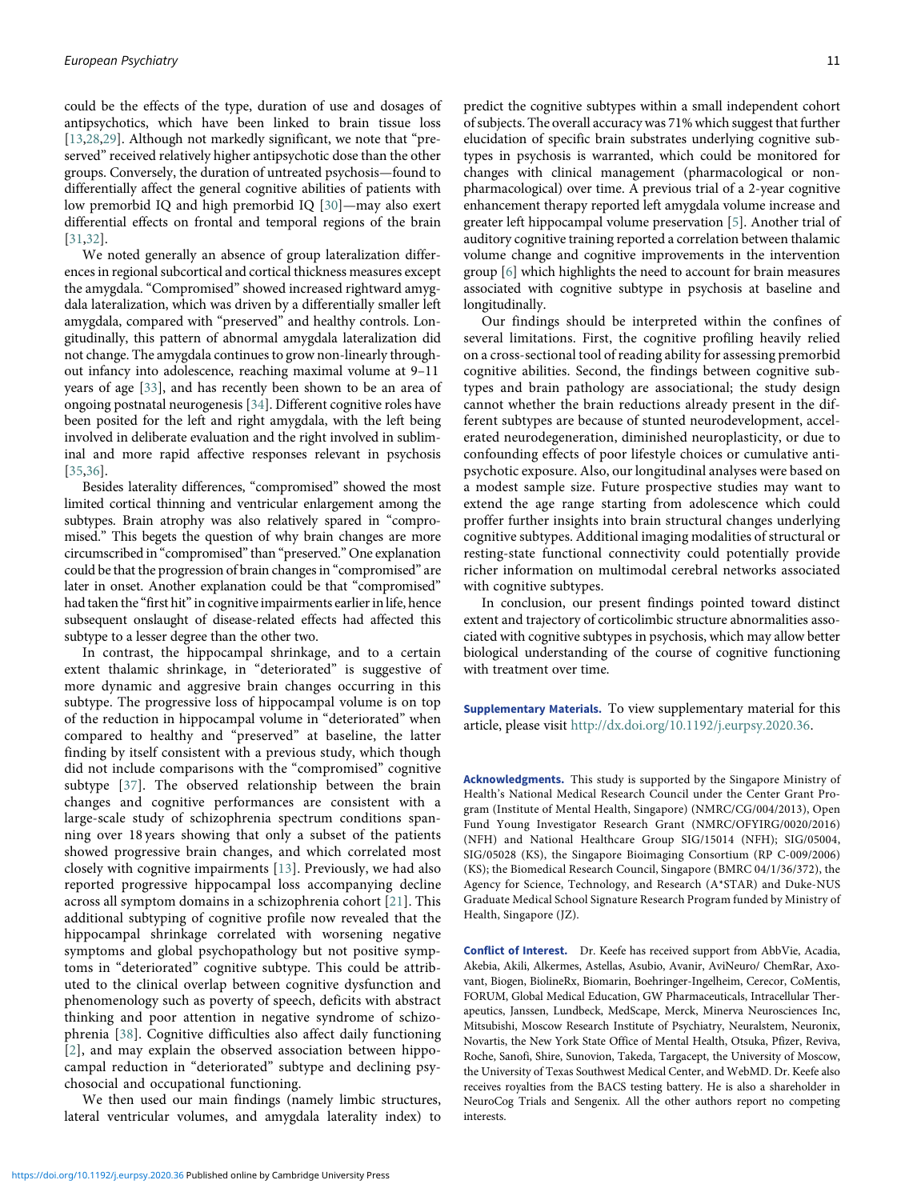could be the effects of the type, duration of use and dosages of antipsychotics, which have been linked to brain tissue loss [13,28,29]. Although not markedly significant, we note that "preserved" received relatively higher antipsychotic dose than the other groups. Conversely, the duration of untreated psychosis—found to differentially affect the general cognitive abilities of patients with low premorbid IQ and high premorbid IQ [30]—may also exert differential effects on frontal and temporal regions of the brain [31,32].

We noted generally an absence of group lateralization differences in regional subcortical and cortical thickness measures except the amygdala. "Compromised" showed increased rightward amygdala lateralization, which was driven by a differentially smaller left amygdala, compared with "preserved" and healthy controls. Longitudinally, this pattern of abnormal amygdala lateralization did not change. The amygdala continues to grow non-linearly throughout infancy into adolescence, reaching maximal volume at 9–11 years of age [33], and has recently been shown to be an area of ongoing postnatal neurogenesis [34]. Different cognitive roles have been posited for the left and right amygdala, with the left being involved in deliberate evaluation and the right involved in subliminal and more rapid affective responses relevant in psychosis [35,36].

Besides laterality differences, "compromised" showed the most limited cortical thinning and ventricular enlargement among the subtypes. Brain atrophy was also relatively spared in "compromised." This begets the question of why brain changes are more circumscribed in "compromised" than "preserved." One explanation could be that the progression of brain changes in "compromised" are later in onset. Another explanation could be that "compromised" had taken the "first hit" in cognitive impairments earlier in life, hence subsequent onslaught of disease-related effects had affected this subtype to a lesser degree than the other two.

In contrast, the hippocampal shrinkage, and to a certain extent thalamic shrinkage, in "deteriorated" is suggestive of more dynamic and aggresive brain changes occurring in this subtype. The progressive loss of hippocampal volume is on top of the reduction in hippocampal volume in "deteriorated" when compared to healthy and "preserved" at baseline, the latter finding by itself consistent with a previous study, which though did not include comparisons with the "compromised" cognitive subtype [37]. The observed relationship between the brain changes and cognitive performances are consistent with a large-scale study of schizophrenia spectrum conditions spanning over 18 years showing that only a subset of the patients showed progressive brain changes, and which correlated most closely with cognitive impairments [13]. Previously, we had also reported progressive hippocampal loss accompanying decline across all symptom domains in a schizophrenia cohort [21]. This additional subtyping of cognitive profile now revealed that the hippocampal shrinkage correlated with worsening negative symptoms and global psychopathology but not positive symptoms in "deteriorated" cognitive subtype. This could be attributed to the clinical overlap between cognitive dysfunction and phenomenology such as poverty of speech, deficits with abstract thinking and poor attention in negative syndrome of schizophrenia [38]. Cognitive difficulties also affect daily functioning [2], and may explain the observed association between hippocampal reduction in "deteriorated" subtype and declining psychosocial and occupational functioning.

We then used our main findings (namely limbic structures, lateral ventricular volumes, and amygdala laterality index) to predict the cognitive subtypes within a small independent cohort of subjects. The overall accuracy was 71% which suggest that further elucidation of specific brain substrates underlying cognitive subtypes in psychosis is warranted, which could be monitored for changes with clinical management (pharmacological or non-pharmacological) over time. A previous trial of a 2-year cognitive enhancement therapy reported left amygdala volume increase and greater left hippocampal volume preservation [5]. Another trial of auditory cognitive training reported a correlation between thalamic volume change and cognitive improvements in the intervention group [6] which highlights the need to account for brain measures associated with cognitive subtype in psychosis at baseline and longitudinally.

Our findings should be interpreted within the confines of several limitations. First, the cognitive profiling heavily relied on a cross-sectional tool of reading ability for assessing premorbid cognitive abilities. Second, the findings between cognitive subtypes and brain pathology are associational; the study design cannot whether the brain reductions already present in the different subtypes are because of stunted neurodevelopment, accelerated neurodegeneration, diminished neuroplasticity, or due to confounding effects of poor lifestyle choices or cumulative antipsychotic exposure. Also, our longitudinal analyses were based on a modest sample size. Future prospective studies may want to extend the age range starting from adolescence which could proffer further insights into brain structural changes underlying cognitive subtypes. Additional imaging modalities of structural or resting-state functional connectivity could potentially provide richer information on multimodal cerebral networks associated with cognitive subtypes.

In conclusion, our present findings pointed toward distinct extent and trajectory of corticolimbic structure abnormalities associated with cognitive subtypes in psychosis, which may allow better biological understanding of the course of cognitive functioning with treatment over time.

**Supplementary Materials.** To view supplementary material for this article, please visit http://dx.doi.org/10.1192/j.eurpsy.2020.36.

**Acknowledgments.** This study is supported by the Singapore Ministry of Health's National Medical Research Council under the Center Grant Program (Institute of Mental Health, Singapore) (NMRC/CG/004/2013), Open Fund Young Investigator Research Grant (NMRC/OFYIRG/0020/2016) (NFH) and National Healthcare Group SIG/15014 (NFH); SIG/05004, SIG/05028 (KS), the Singapore Bioimaging Consortium (RP C-009/2006) (KS); the Biomedical Research Council, Singapore (BMRC 04/1/36/372), the Agency for Science, Technology, and Research (A*STAR) and Duke-NUS Graduate Medical School Signature Research Program funded by Ministry of Health, Singapore (JZ).

**Conflict of Interest.** Dr. Keefe has received support from AbbVie, Acadia, Akebia, Akili, Alkermes, Astellas, Asubio, Avanir, AviNeuro/ ChemRar, Axovant, Biogen, BiolineRx, Biomarin, Boehringer-Ingelheim, Cerecor, CoMentis, FORUM, Global Medical Education, GW Pharmaceuticals, Intracellular Therapeutics, Janssen, Lundbeck, MedScape, Merck, Minerva Neurosciences Inc, Mitsubishi, Moscow Research Institute of Psychiatry, Neuralstem, Neuronix, Novartis, the New York State Office of Mental Health, Otsuka, Pfizer, Reviva, Roche, Sanofi, Shire, Sunovion, Takeda, Targacept, the University of Moscow, the University of Texas Southwest Medical Center, and WebMD. Dr. Keefe also receives royalties from the BACS testing battery. He is also a shareholder in NeuroCog Trials and Sengenix. All the other authors report no competing interests.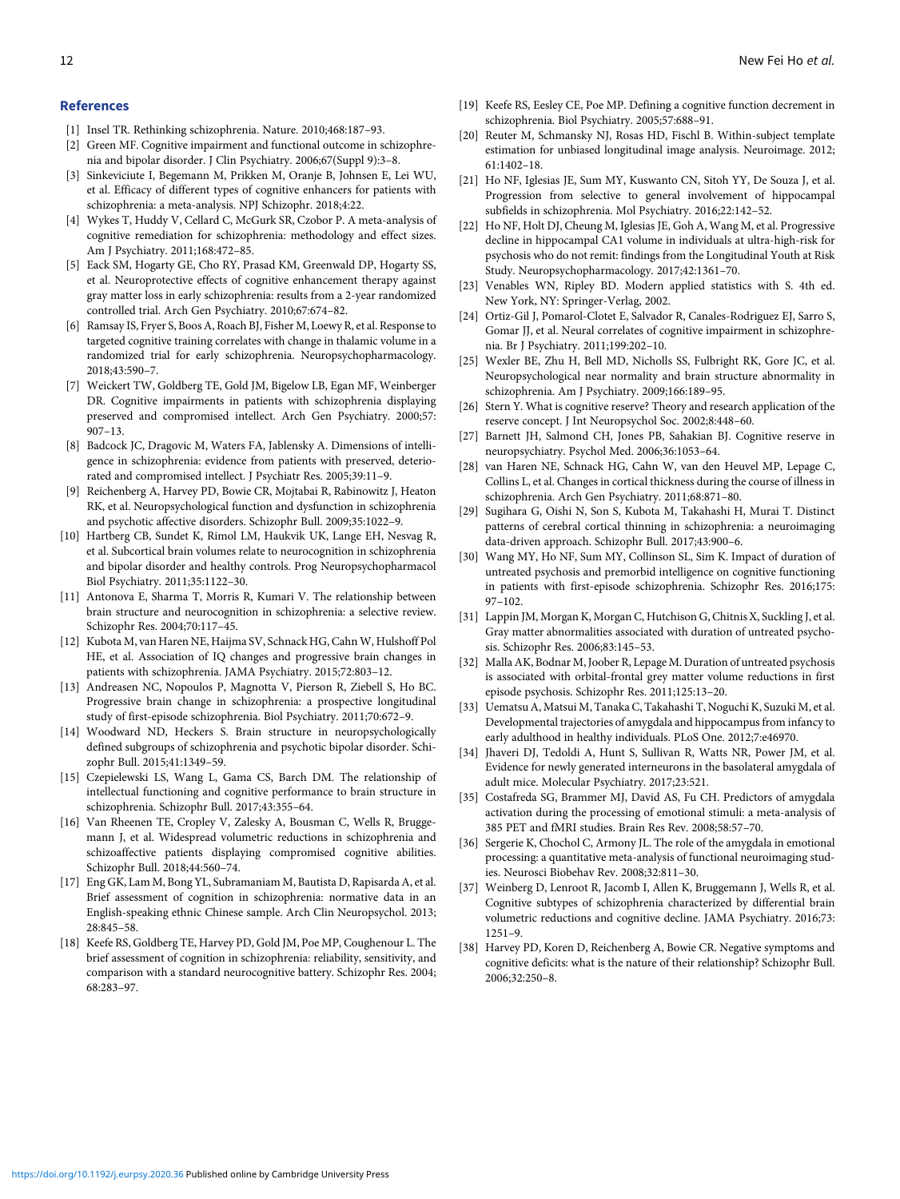## References

[1] Insel TR. Rethinking schizophrenia. Nature. 2010;468:187–93.

[2] Green MF. Cognitive impairment and functional outcome in schizophrenia and bipolar disorder. J Clin Psychiatry. 2006;67(Suppl 9):3–8.

[3] Sinkeviciute I, Begemann M, Prikken M, Oranje B, Johnsen E, Lei WU, et al. Efficacy of different types of cognitive enhancers for patients with schizophrenia: a meta-analysis. NPJ Schizophr. 2018;4:22.

[4] Wykes T, Huddy V, Cellard C, McGurk SR, Czobor P. A meta-analysis of cognitive remediation for schizophrenia: methodology and effect sizes. Am J Psychiatry. 2011;168:472–85.

[5] Eack SM, Hogarty GE, Cho RY, Prasad KM, Greenwald DP, Hogarty SS, et al. Neuroprotective effects of cognitive enhancement therapy against gray matter loss in early schizophrenia: results from a 2-year randomized controlled trial. Arch Gen Psychiatry. 2010;67:674–82.

[6] Ramsay IS, Fryer S, Boos A, Roach BJ, Fisher M, Loewy R, et al. Response to targeted cognitive training correlates with change in thalamic volume in a randomized trial for early schizophrenia. Neuropsychopharmacology. 2018;43:590–7.

[7] Weickert TW, Goldberg TE, Gold JM, Bigelow LB, Egan MF, Weinberger DR. Cognitive impairments in patients with schizophrenia displaying preserved and compromised intellect. Arch Gen Psychiatry. 2000;57:907–13.

[8] Badcock JC, Dragovic M, Waters FA, Jablensky A. Dimensions of intelligence in schizophrenia: evidence from patients with preserved, deteriorated and compromised intellect. J Psychiatr Res. 2005;39:11–9.

[9] Reichenberg A, Harvey PD, Bowie CR, Mojtabai R, Rabinowitz J, Heaton RK, et al. Neuropsychological function and dysfunction in schizophrenia and psychotic affective disorders. Schizophr Bull. 2009;35:1022–9.

[10] Hartberg CB, Sundet K, Rimol LM, Haukvik UK, Lange EH, Nesvag R, et al. Subcortical brain volumes relate to neurocognition in schizophrenia and bipolar disorder and healthy controls. Prog Neuropsychopharmacol Biol Psychiatry. 2011;35:1122–30.

[11] Antonova E, Sharma T, Morris R, Kumari V. The relationship between brain structure and neurocognition in schizophrenia: a selective review. Schizophr Res. 2004;70:117–45.

[12] Kubota M, van Haren NE, Haijma SV, Schnack HG, Cahn W, Hulshoff Pol HE, et al. Association of IQ changes and progressive brain changes in patients with schizophrenia. JAMA Psychiatry. 2015;72:803–12.

[13] Andreasen NC, Nopoulos P, Magnotta V, Pierson R, Ziebell S, Ho BC. Progressive brain change in schizophrenia: a prospective longitudinal study of first-episode schizophrenia. Biol Psychiatry. 2011;70:672–9.

[14] Woodward ND, Heckers S. Brain structure in neuropsychologically defined subgroups of schizophrenia and psychotic bipolar disorder. Schizophr Bull. 2015;41:1349–59.

[15] Czepielewski LS, Wang L, Gama CS, Barch DM. The relationship of intellectual functioning and cognitive performance to brain structure in schizophrenia. Schizophr Bull. 2017;43:355–64.

[16] Van Rheenen TE, Cropley V, Zalesky A, Bousman C, Wells R, Bruggemann J, et al. Widespread volumetric reductions in schizophrenia and schizoaffective patients displaying compromised cognitive abilities. Schizophr Bull. 2018;44:560–74.

[17] Eng GK, Lam M, Bong YL, Subramaniam M, Bautista D, Rapisarda A, et al. Brief assessment of cognition in schizophrenia: normative data in an English-speaking ethnic Chinese sample. Arch Clin Neuropsychol. 2013;28:845–58.

[18] Keefe RS, Goldberg TE, Harvey PD, Gold JM, Poe MP, Coughenour L. The brief assessment of cognition in schizophrenia: reliability, sensitivity, and comparison with a standard neurocognitive battery. Schizophr Res. 2004;68:283–97.

[19] Keefe RS, Eesley CE, Poe MP. Defining a cognitive function decrement in schizophrenia. Biol Psychiatry. 2005;57:688–91.

[20] Reuter M, Schmansky NJ, Rosas HD, Fischl B. Within-subject template estimation for unbiased longitudinal image analysis. Neuroimage. 2012;61:1402–18.

[21] Ho NF, Iglesias JE, Sum MY, Kuswanto CN, Sitoh YY, De Souza J, et al. Progression from selective to general involvement of hippocampal subfields in schizophrenia. Mol Psychiatry. 2016;22:142–52.

[22] Ho NF, Holt DJ, Cheung M, Iglesias JE, Goh A, Wang M, et al. Progressive decline in hippocampal CA1 volume in individuals at ultra-high-risk for psychosis who do not remit: findings from the Longitudinal Youth at Risk Study. Neuropsychopharmacology. 2017;42:1361–70.

[23] Venables WN, Ripley BD. Modern applied statistics with S. 4th ed. New York, NY: Springer-Verlag, 2002.

[24] Ortiz-Gil J, Pomarol-Clotet E, Salvador R, Canales-Rodriguez EJ, Sarro S, Gomar JJ, et al. Neural correlates of cognitive impairment in schizophrenia. Br J Psychiatry. 2011;199:202–10.

[25] Wexler BE, Zhu H, Bell MD, Nicholls SS, Fulbright RK, Gore JC, et al. Neuropsychological near normality and brain structure abnormality in schizophrenia. Am J Psychiatry. 2009;166:189–95.

[26] Stern Y. What is cognitive reserve? Theory and research application of the reserve concept. J Int Neuropsychol Soc. 2002;8:448–60.

[27] Barnett JH, Salmond CH, Jones PB, Sahakian BJ. Cognitive reserve in neuropsychiatry. Psychol Med. 2006;36:1053–64.

[28] van Haren NE, Schnack HG, Cahn W, van den Heuvel MP, Lepage C, Collins L, et al. Changes in cortical thickness during the course of illness in schizophrenia. Arch Gen Psychiatry. 2011;68:871–80.

[29] Sugihara G, Oishi N, Son S, Kubota M, Takahashi H, Murai T. Distinct patterns of cerebral cortical thinning in schizophrenia: a neuroimaging data-driven approach. Schizophr Bull. 2017;43:900–6.

[30] Wang MY, Ho NF, Sum MY, Collinson SL, Sim K. Impact of duration of untreated psychosis and premorbid intelligence on cognitive functioning in patients with first-episode schizophrenia. Schizophr Res. 2016;175:97–102.

[31] Lappin JM, Morgan K, Morgan C, Hutchison G, Chitnis X, Suckling J, et al. Gray matter abnormalities associated with duration of untreated psychosis. Schizophr Res. 2006;83:145–53.

[32] Malla AK, Bodnar M, Joober R, Lepage M. Duration of untreated psychosis is associated with orbital-frontal grey matter volume reductions in first episode psychosis. Schizophr Res. 2011;125:13–20.

[33] Uematsu A, Matsui M, Tanaka C, Takahashi T, Noguchi K, Suzuki M, et al. Developmental trajectories of amygdala and hippocampus from infancy to early adulthood in healthy individuals. PLoS One. 2012;7:e46970.

[34] Jhaveri DJ, Tedoldi A, Hunt S, Sullivan R, Watts NR, Power JM, et al. Evidence for newly generated interneurons in the basolateral amygdala of adult mice. Molecular Psychiatry. 2017;23:521.

[35] Costafreda SG, Brammer MJ, David AS, Fu CH. Predictors of amygdala activation during the processing of emotional stimuli: a meta-analysis of 385 PET and fMRI studies. Brain Res Rev. 2008;58:57–70.

[36] Sergerie K, Chochol C, Armony JL. The role of the amygdala in emotional processing: a quantitative meta-analysis of functional neuroimaging studies. Neurosci Biobehav Rev. 2008;32:811–30.

[37] Weinberg D, Lenroot R, Jacomb I, Allen K, Bruggemann J, Wells R, et al. Cognitive subtypes of schizophrenia characterized by differential brain volumetric reductions and cognitive decline. JAMA Psychiatry. 2016;73:1251–9.

[38] Harvey PD, Koren D, Reichenberg A, Bowie CR. Negative symptoms and cognitive deficits: what is the nature of their relationship? Schizophr Bull. 2006;32:250–8.